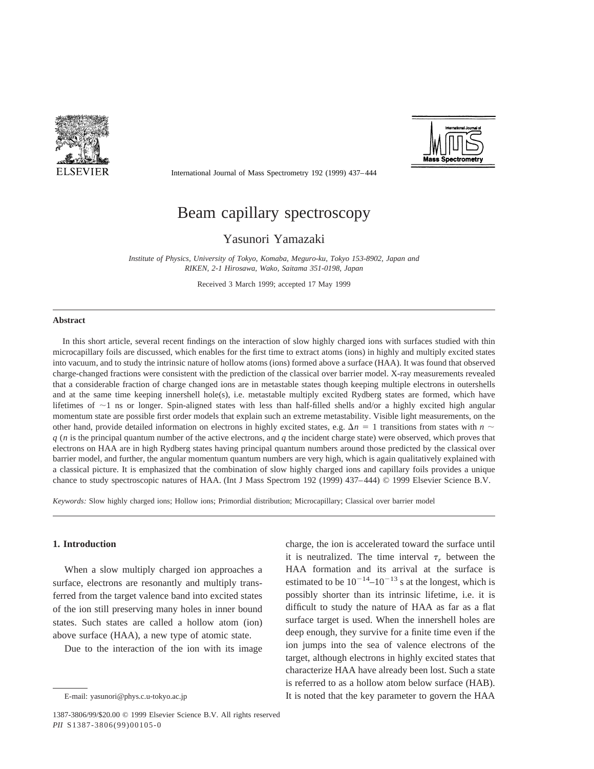# Beam capillary spectroscopy

Yasunori Yamazaki

*Institute of Physics, University of Tokyo, Komaba, Meguro-ku, Tokyo 153-8902, Japan and RIKEN, 2-1 Hirosawa, Wako, Saitama 351-0198, Japan*

Received 3 March 1999; accepted 17 May 1999

## Abstract

In this short article, several recent findings on the interaction of slow highly charged ions with surfaces studied with thin microcapillary foils are discussed, which enables for the first time to extract atoms (ions) in highly and multiply excited states into vacuum, and to study the intrinsic nature of hollow atoms (ions) formed above a surface (HAA). It was found that observed charge-changed fractions were consistent with the prediction of the classical over barrier model. X-ray measurements revealed that a considerable fraction of charge changed ions are in metastable states though keeping multiple electrons in outershells and at the same time keeping innershell hole(s), i.e. metastable multiply excited Rydberg states are formed, which have lifetimes of ~1 ns or longer. Spin-aligned states with less than half-filled shells and/or a highly excited high angular momentum state are possible first order models that explain such an extreme metastability. Visible light measurements, on the other hand, provide detailed information on electrons in highly excited states, e.g. $\Delta n = 1$ transitions from states with $n \sim q$ ($n$ is the principal quantum number of the active electrons, and $q$ the incident charge state) were observed, which proves that electrons on HAA are in high Rydberg states having principal quantum numbers around those predicted by the classical over barrier model, and further, the angular momentum quantum numbers are very high, which is again qualitatively explained with a classical picture. It is emphasized that the combination of slow highly charged ions and capillary foils provides a unique chance to study spectroscopic natures of HAA. (Int J Mass Spectrom 192 (1999) 437–444) © 1999 Elsevier Science B.V.

*Keywords:* Slow highly charged ions; Hollow ions; Primordial distribution; Microcapillary; Classical over barrier model

## 1. Introduction

When a slow multiply charged ion approaches a surface, electrons are resonantly and multiply transferred from the target valence band into excited states of the ion still preserving many holes in inner bound states. Such states are called a hollow atom (ion) above surface (HAA), a new type of atomic state.

Due to the interaction of the ion with its image charge, the ion is accelerated toward the surface until it is neutralized. The time interval $\tau_r$ between the HAA formation and its arrival at the surface is estimated to be $10^{-14}$–$10^{-13}$ s at the longest, which is possibly shorter than its intrinsic lifetime, i.e. it is difficult to study the nature of HAA as far as a flat surface target is used. When the innershell holes are deep enough, they survive for a finite time even if the ion jumps into the sea of valence electrons of the target, although electrons in highly excited states that characterize HAA have already been lost. Such a state is referred to as a hollow atom below surface (HAB). It is noted that the key parameter to govern the HAA

E-mail: yasunori@phys.c.u-tokyo.ac.jp

1387-3806/99/$20.00 © 1999 Elsevier Science B.V. All rights reserved
*PII* S1387-3806(99)00105-0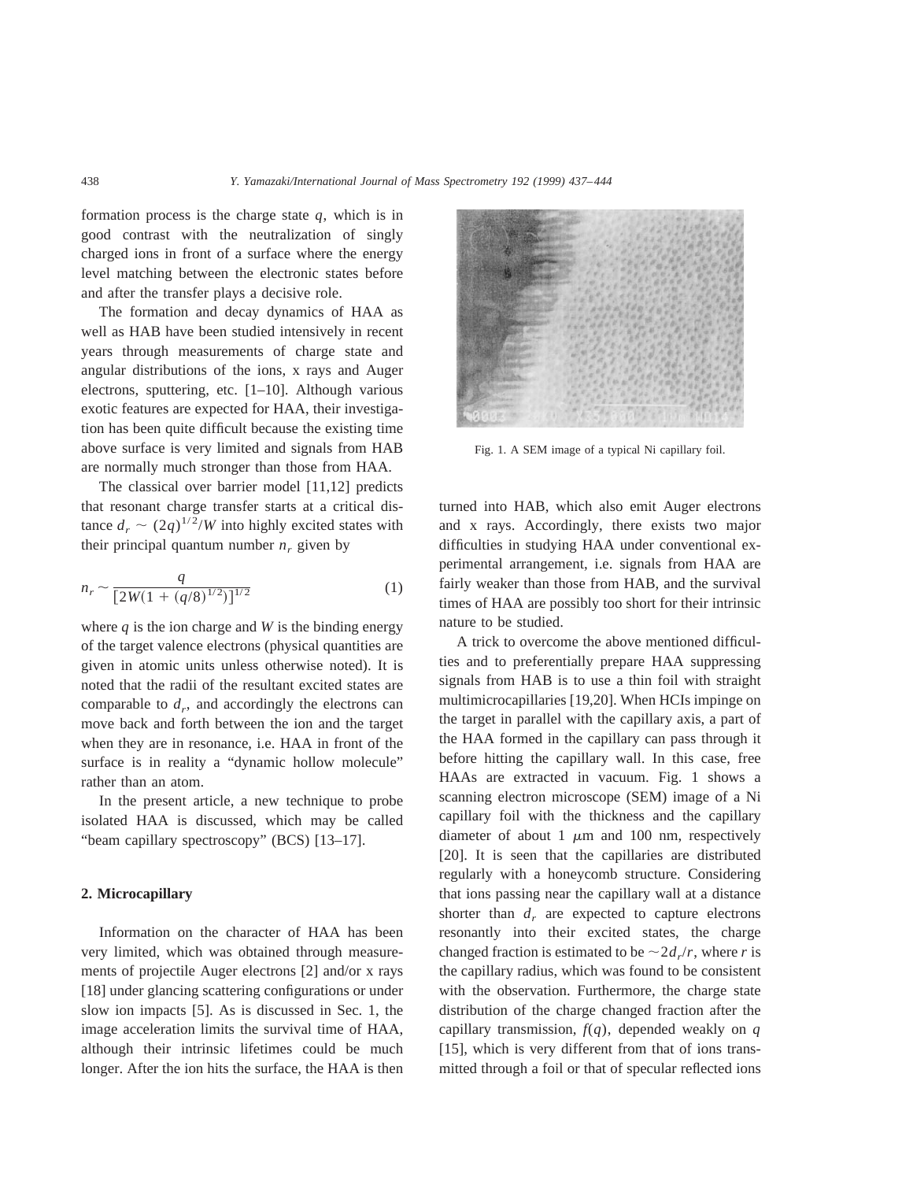formation process is the charge state $q$, which is in good contrast with the neutralization of singly charged ions in front of a surface where the energy level matching between the electronic states before and after the transfer plays a decisive role.

The formation and decay dynamics of HAA as well as HAB have been studied intensively in recent years through measurements of charge state and angular distributions of the ions, x rays and Auger electrons, sputtering, etc. [1–10]. Although various exotic features are expected for HAA, their investigation has been quite difficult because the existing time above surface is very limited and signals from HAB are normally much stronger than those from HAA.

The classical over barrier model [11,12] predicts that resonant charge transfer starts at a critical distance $d_r \sim (2q)^{1/2}/W$ into highly excited states with their principal quantum number $n_r$ given by

$$n_r \sim \frac{q}{[2W(1 + (q/8)^{1/2})]^{1/2}} \tag{1}$$

where $q$ is the ion charge and $W$ is the binding energy of the target valence electrons (physical quantities are given in atomic units unless otherwise noted). It is noted that the radii of the resultant excited states are comparable to $d_r$, and accordingly the electrons can move back and forth between the ion and the target when they are in resonance, i.e. HAA in front of the surface is in reality a "dynamic hollow molecule" rather than an atom.

In the present article, a new technique to probe isolated HAA is discussed, which may be called "beam capillary spectroscopy" (BCS) [13–17].

## 2. Microcapillary

Information on the character of HAA has been very limited, which was obtained through measurements of projectile Auger electrons [2] and/or x rays [18] under glancing scattering configurations or under slow ion impacts [5]. As is discussed in Sec. 1, the image acceleration limits the survival time of HAA, although their intrinsic lifetimes could be much longer. After the ion hits the surface, the HAA is then turned into HAB, which also emit Auger electrons and x rays. Accordingly, there exists two major difficulties in studying HAA under conventional experimental arrangement, i.e. signals from HAA are fairly weaker than those from HAB, and the survival times of HAA are possibly too short for their intrinsic nature to be studied.

Fig. 1. A SEM image of a typical Ni capillary foil.

A trick to overcome the above mentioned difficulties and to preferentially prepare HAA suppressing signals from HAB is to use a thin foil with straight multimicrocapillaries [19,20]. When HCIs impinge on the target in parallel with the capillary axis, a part of the HAA formed in the capillary can pass through it before hitting the capillary wall. In this case, free HAAs are extracted in vacuum. Fig. 1 shows a scanning electron microscope (SEM) image of a Ni capillary foil with the thickness and the capillary diameter of about 1 $\mu$m and 100 nm, respectively [20]. It is seen that the capillaries are distributed regularly with a honeycomb structure. Considering that ions passing near the capillary wall at a distance shorter than $d_r$ are expected to capture electrons resonantly into their excited states, the charge changed fraction is estimated to be $\sim 2d_r/r$, where $r$ is the capillary radius, which was found to be consistent with the observation. Furthermore, the charge state distribution of the charge changed fraction after the capillary transmission, $f(q)$, depended weakly on $q$ [15], which is very different from that of ions transmitted through a foil or that of specular reflected ions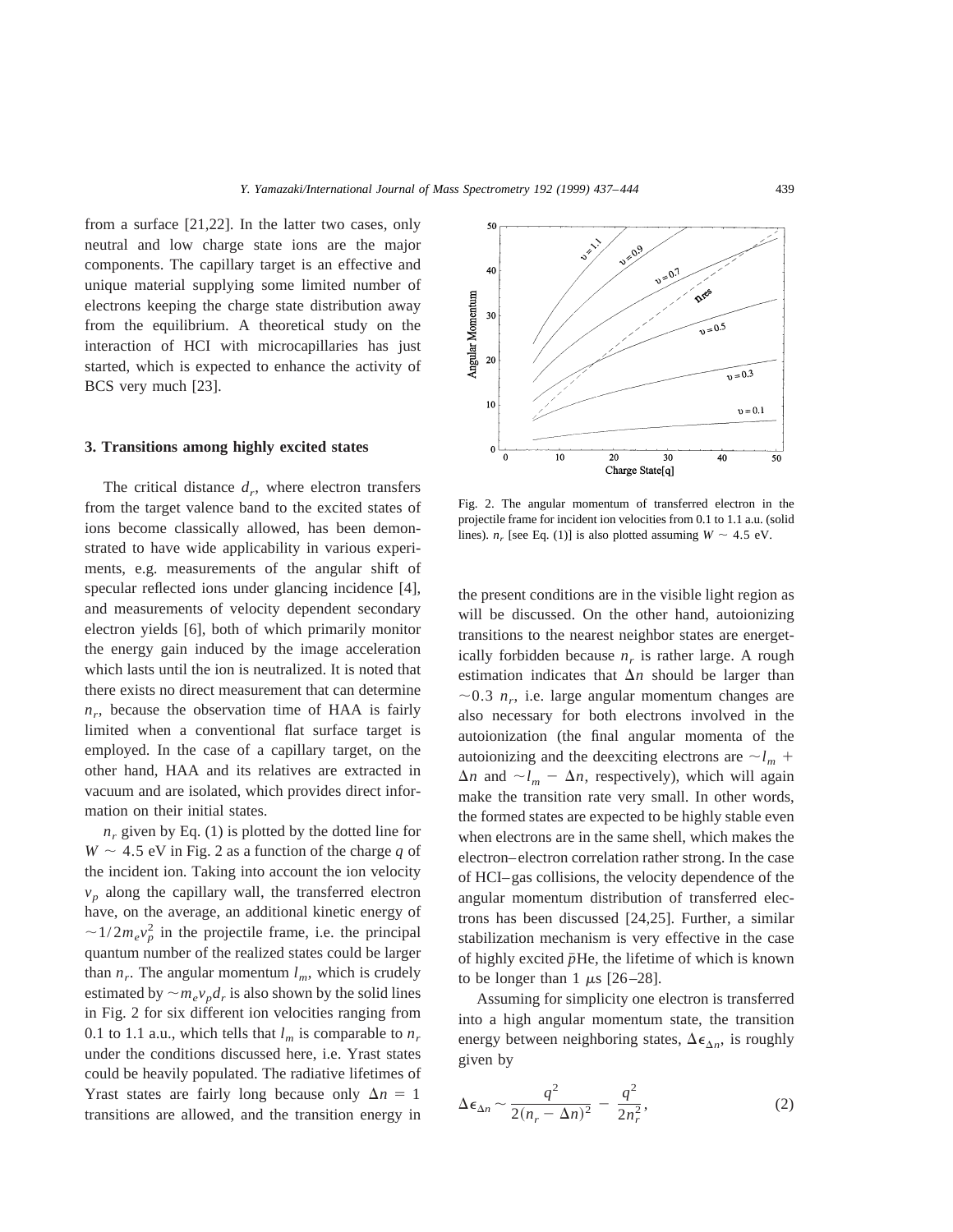from a surface [21,22]. In the latter two cases, only neutral and low charge state ions are the major components. The capillary target is an effective and unique material supplying some limited number of electrons keeping the charge state distribution away from the equilibrium. A theoretical study on the interaction of HCI with microcapillaries has just started, which is expected to enhance the activity of BCS very much [23].

## 3. Transitions among highly excited states

The critical distance $d_r$, where electron transfers from the target valence band to the excited states of ions become classically allowed, has been demonstrated to have wide applicability in various experiments, e.g. measurements of the angular shift of specular reflected ions under glancing incidence [4], and measurements of velocity dependent secondary electron yields [6], both of which primarily monitor the energy gain induced by the image acceleration which lasts until the ion is neutralized. It is noted that there exists no direct measurement that can determine $n_r$, because the observation time of HAA is fairly limited when a conventional flat surface target is employed. In the case of a capillary target, on the other hand, HAA and its relatives are extracted in vacuum and are isolated, which provides direct information on their initial states.

$n_r$ given by Eq. (1) is plotted by the dotted line for $W \sim 4.5$ eV in Fig. 2 as a function of the charge $q$ of the incident ion. Taking into account the ion velocity $v_p$ along the capillary wall, the transferred electron have, on the average, an additional kinetic energy of $\sim 1/2 m_e v_p^2$ in the projectile frame, i.e. the principal quantum number of the realized states could be larger than $n_r$. The angular momentum $l_m$, which is crudely estimated by $\sim m_e v_p d_r$ is also shown by the solid lines in Fig. 2 for six different ion velocities ranging from 0.1 to 1.1 a.u., which tells that $l_m$ is comparable to $n_r$ under the conditions discussed here, i.e. Yrast states could be heavily populated. The radiative lifetimes of Yrast states are fairly long because only $\Delta n = 1$ transitions are allowed, and the transition energy in the present conditions are in the visible light region as will be discussed. On the other hand, autoionizing transitions to the nearest neighbor states are energetically forbidden because $n_r$ is rather large. A rough estimation indicates that $\Delta n$ should be larger than $\sim 0.3\ n_r$, i.e. large angular momentum changes are also necessary for both electrons involved in the autoionization (the final angular momenta of the autoionizing and the deexciting electrons are $\sim l_m + \Delta n$ and $\sim l_m - \Delta n$, respectively), which will again make the transition rate very small. In other words, the formed states are expected to be highly stable even when electrons are in the same shell, which makes the electron–electron correlation rather strong. In the case of HCI–gas collisions, the velocity dependence of the angular momentum distribution of transferred electrons has been discussed [24,25]. Further, a similar stabilization mechanism is very effective in the case of highly excited $\bar{p}$He, the lifetime of which is known to be longer than 1 $\mu$s [26–28].

Fig. 2. The angular momentum of transferred electron in the projectile frame for incident ion velocities from 0.1 to 1.1 a.u. (solid lines). $n_r$ [see Eq. (1)] is also plotted assuming $W \sim 4.5$ eV.

Assuming for simplicity one electron is transferred into a high angular momentum state, the transition energy between neighboring states, $\Delta\epsilon_{\Delta n}$, is roughly given by

$$\Delta\epsilon_{\Delta n} \sim \frac{q^2}{2(n_r - \Delta n)^2} - \frac{q^2}{2n_r^2}, \tag{2}$$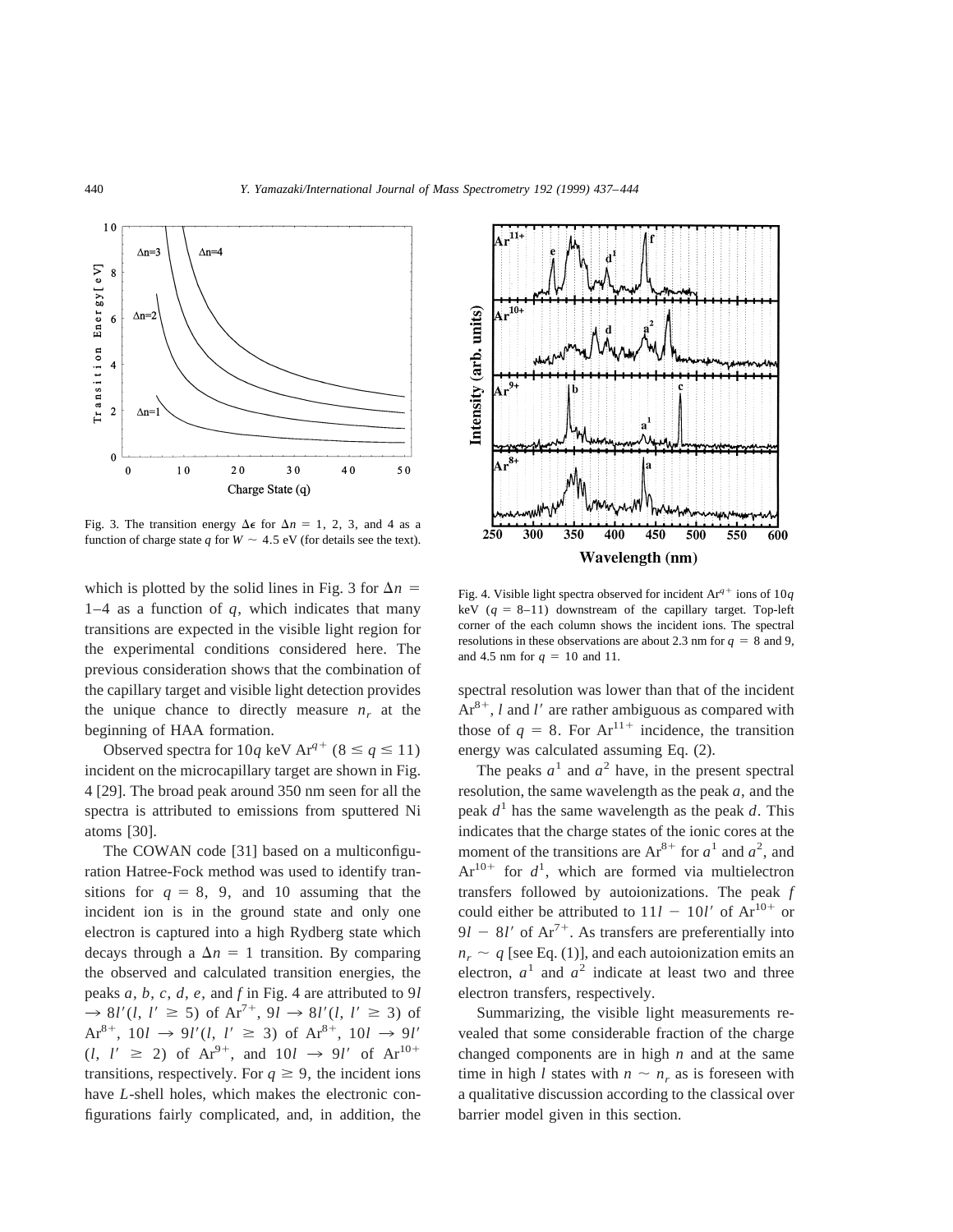Fig. 3. The transition energy $\Delta\epsilon$ for $\Delta n = 1, 2, 3$, and 4 as a function of charge state $q$ for $W \sim 4.5$ eV (for details see the text).

which is plotted by the solid lines in Fig. 3 for $\Delta n = 1$–4 as a function of $q$, which indicates that many transitions are expected in the visible light region for the experimental conditions considered here. The previous consideration shows that the combination of the capillary target and visible light detection provides the unique chance to directly measure $n_r$ at the beginning of HAA formation.

Observed spectra for $10q$ keV $Ar^{q+}$ ($8 \leq q \leq 11$) incident on the microcapillary target are shown in Fig. 4 [29]. The broad peak around 350 nm seen for all the spectra is attributed to emissions from sputtered Ni atoms [30].

The COWAN code [31] based on a multiconfiguration Hatree-Fock method was used to identify transitions for $q = 8$, 9, and 10 assuming that the incident ion is in the ground state and only one electron is captured into a high Rydberg state which decays through a $\Delta n = 1$ transition. By comparing the observed and calculated transition energies, the peaks $a$, $b$, $c$, $d$, $e$, and $f$ in Fig. 4 are attributed to $9l \rightarrow 8l'(l, l' \geq 5)$ of $Ar^{7+}$, $9l \rightarrow 8l'(l, l' \geq 3)$ of $Ar^{8+}$, $10l \rightarrow 9l'(l, l' \geq 3)$ of $Ar^{8+}$, $10l \rightarrow 9l'$ $(l, l' \geq 2)$ of $Ar^{9+}$, and $10l \rightarrow 9l'$ of $Ar^{10+}$ transitions, respectively. For $q \geq 9$, the incident ions have $L$-shell holes, which makes the electronic configurations fairly complicated, and, in addition, the spectral resolution was lower than that of the incident $Ar^{8+}$, $l$ and $l'$ are rather ambiguous as compared with those of $q = 8$. For $Ar^{11+}$ incidence, the transition energy was calculated assuming Eq. (2).

Fig. 4. Visible light spectra observed for incident $Ar^{q+}$ ions of $10q$ keV ($q = 8$–11) downstream of the capillary target. Top-left corner of the each column shows the incident ions. The spectral resolutions in these observations are about 2.3 nm for $q = 8$ and 9, and 4.5 nm for $q = 10$ and 11.

The peaks $a^1$ and $a^2$ have, in the present spectral resolution, the same wavelength as the peak $a$, and the peak $d^1$ has the same wavelength as the peak $d$. This indicates that the charge states of the ionic cores at the moment of the transitions are $Ar^{8+}$ for $a^1$ and $a^2$, and $Ar^{10+}$ for $d^1$, which are formed via multielectron transfers followed by autoionizations. The peak $f$ could either be attributed to $11l - 10l'$ of $Ar^{10+}$ or $9l - 8l'$ of $Ar^{7+}$. As transfers are preferentially into $n_r \sim q$ [see Eq. (1)], and each autoionization emits an electron, $a^1$ and $a^2$ indicate at least two and three electron transfers, respectively.

Summarizing, the visible light measurements revealed that some considerable fraction of the charge changed components are in high $n$ and at the same time in high $l$ states with $n \sim n_r$ as is foreseen with a qualitative discussion according to the classical over barrier model given in this section.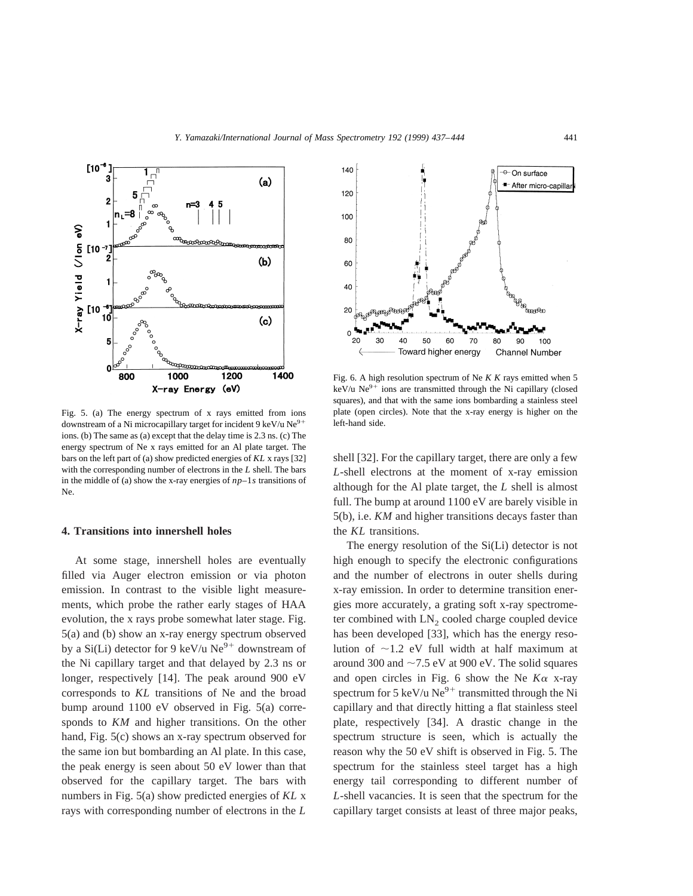Fig. 5. (a) The energy spectrum of x rays emitted from ions downstream of a Ni microcapillary target for incident 9 keV/u $Ne^{9+}$ ions. (b) The same as (a) except that the delay time is 2.3 ns. (c) The energy spectrum of Ne x rays emitted for an Al plate target. The bars on the left part of (a) show predicted energies of *KL* x rays [32] with the corresponding number of electrons in the *L* shell. The bars in the middle of (a) show the x-ray energies of *np*–1*s* transitions of Ne.

Fig. 6. A high resolution spectrum of Ne *K K* rays emitted when 5 keV/u $Ne^{9+}$ ions are transmitted through the Ni capillary (closed squares), and that with the same ions bombarding a stainless steel plate (open circles). Note that the x-ray energy is higher on the left-hand side.

## 4. Transitions into innershell holes

At some stage, innershell holes are eventually filled via Auger electron emission or via photon emission. In contrast to the visible light measurements, which probe the rather early stages of HAA evolution, the x rays probe somewhat later stage. Fig. 5(a) and (b) show an x-ray energy spectrum observed by a Si(Li) detector for 9 keV/u $Ne^{9+}$ downstream of the Ni capillary target and that delayed by 2.3 ns or longer, respectively [14]. The peak around 900 eV corresponds to *KL* transitions of Ne and the broad bump around 1100 eV observed in Fig. 5(a) corresponds to *KM* and higher transitions. On the other hand, Fig. 5(c) shows an x-ray spectrum observed for the same ion but bombarding an Al plate. In this case, the peak energy is seen about 50 eV lower than that observed for the capillary target. The bars with numbers in Fig. 5(a) show predicted energies of *KL* x rays with corresponding number of electrons in the *L* shell [32]. For the capillary target, there are only a few *L*-shell electrons at the moment of x-ray emission although for the Al plate target, the *L* shell is almost full. The bump at around 1100 eV are barely visible in 5(b), i.e. *KM* and higher transitions decays faster than the *KL* transitions.

The energy resolution of the Si(Li) detector is not high enough to specify the electronic configurations and the number of electrons in outer shells during x-ray emission. In order to determine transition energies more accurately, a grating soft x-ray spectrometer combined with $LN_2$ cooled charge coupled device has been developed [33], which has the energy resolution of ~1.2 eV full width at half maximum at around 300 and ~7.5 eV at 900 eV. The solid squares and open circles in Fig. 6 show the Ne $K\alpha$ x-ray spectrum for 5 keV/u $Ne^{9+}$ transmitted through the Ni capillary and that directly hitting a flat stainless steel plate, respectively [34]. A drastic change in the spectrum structure is seen, which is actually the reason why the 50 eV shift is observed in Fig. 5. The spectrum for the stainless steel target has a high energy tail corresponding to different number of *L*-shell vacancies. It is seen that the spectrum for the capillary target consists at least of three major peaks,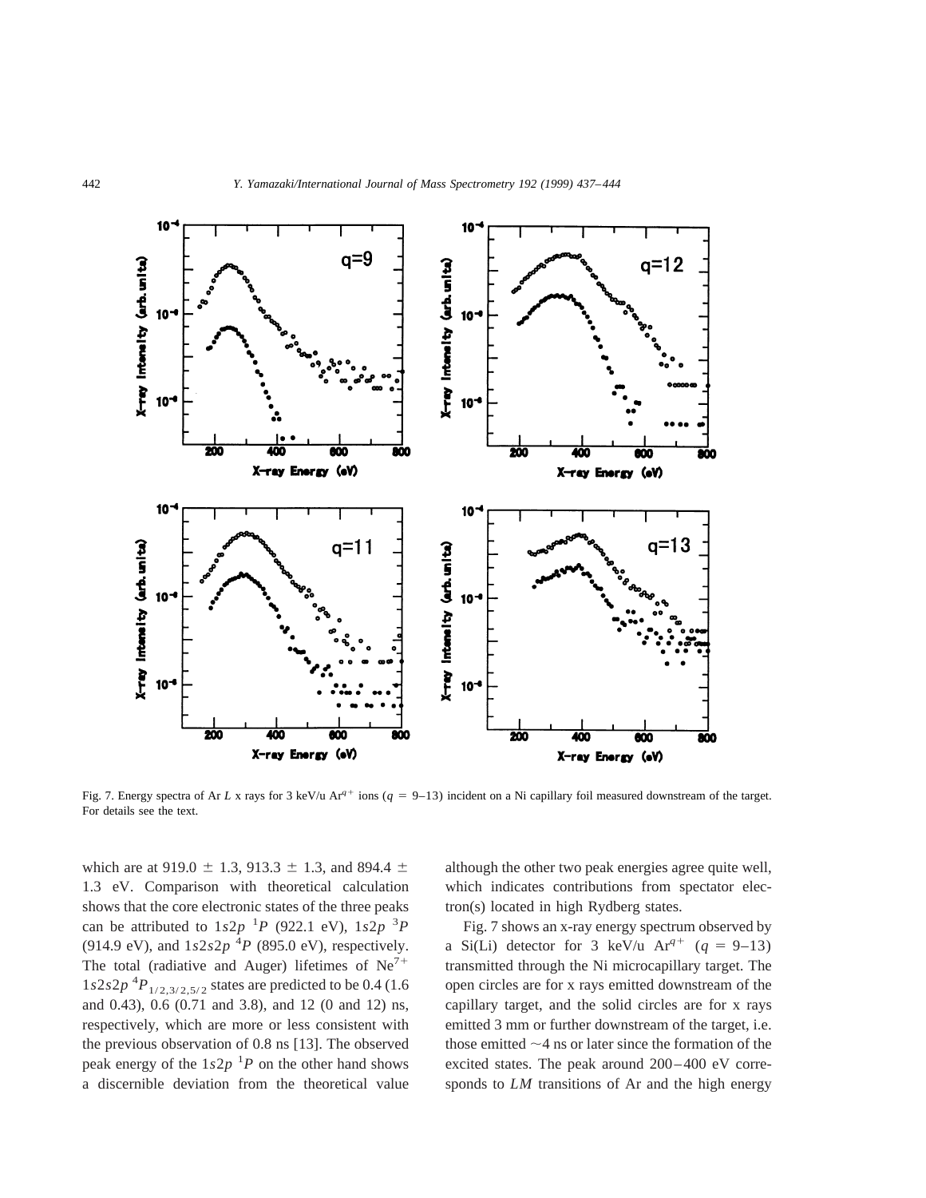Fig. 7. Energy spectra of Ar *L* x rays for 3 keV/u $Ar^{q+}$ ions ($q = 9$–13) incident on a Ni capillary foil measured downstream of the target. For details see the text.

which are at 919.0 ± 1.3, 913.3 ± 1.3, and 894.4 ± 1.3 eV. Comparison with theoretical calculation shows that the core electronic states of the three peaks can be attributed to $1s2p\ ^1P$ (922.1 eV), $1s2p\ ^3P$ (914.9 eV), and $1s2s2p\ ^4P$ (895.0 eV), respectively. The total (radiative and Auger) lifetimes of $Ne^{7+}$ $1s2s2p\ ^4P_{1/2,3/2,5/2}$ states are predicted to be 0.4 (1.6 and 0.43), 0.6 (0.71 and 3.8), and 12 (0 and 12) ns, respectively, which are more or less consistent with the previous observation of 0.8 ns [13]. The observed peak energy of the $1s2p\ ^1P$ on the other hand shows a discernible deviation from the theoretical value although the other two peak energies agree quite well, which indicates contributions from spectator electron(s) located in high Rydberg states.

Fig. 7 shows an x-ray energy spectrum observed by a Si(Li) detector for 3 keV/u $Ar^{q+}$ ($q = 9$–13) transmitted through the Ni microcapillary target. The open circles are for x rays emitted downstream of the capillary target, and the solid circles are for x rays emitted 3 mm or further downstream of the target, i.e. those emitted ~4 ns or later since the formation of the excited states. The peak around 200–400 eV corresponds to *LM* transitions of Ar and the high energy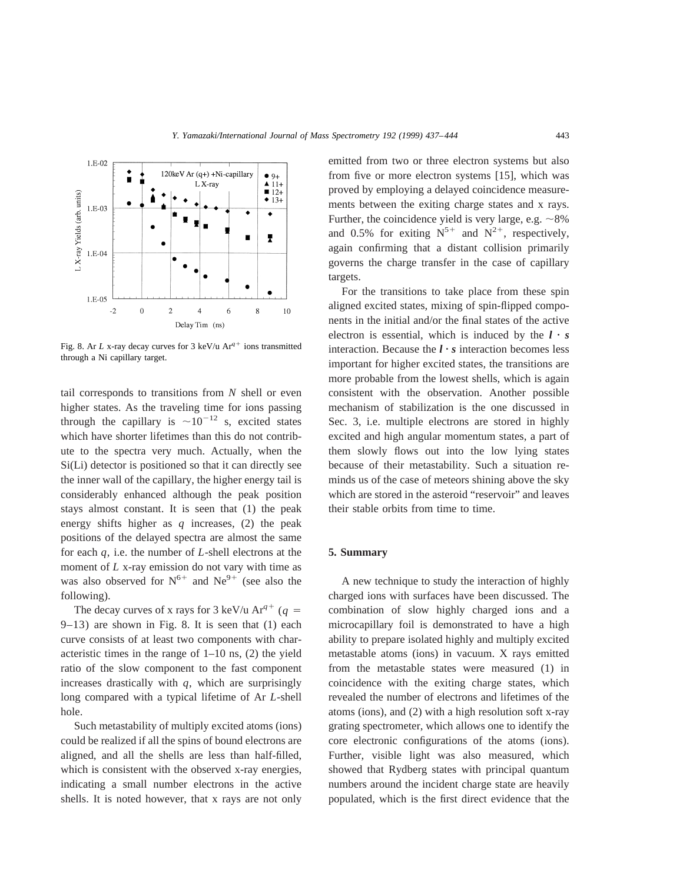Fig. 8. Ar $L$ x-ray decay curves for 3 keV/u $Ar^{q+}$ ions transmitted through a Ni capillary target.

tail corresponds to transitions from $N$ shell or even higher states. As the traveling time for ions passing through the capillary is $\sim 10^{-12}$ s, excited states which have shorter lifetimes than this do not contribute to the spectra very much. Actually, when the Si(Li) detector is positioned so that it can directly see the inner wall of the capillary, the higher energy tail is considerably enhanced although the peak position stays almost constant. It is seen that (1) the peak energy shifts higher as $q$ increases, (2) the peak positions of the delayed spectra are almost the same for each $q$, i.e. the number of $L$-shell electrons at the moment of $L$ x-ray emission do not vary with time as was also observed for $N^{6+}$ and $Ne^{9+}$ (see also the following).

The decay curves of x rays for 3 keV/u $Ar^{q+}$ ($q$ = 9–13) are shown in Fig. 8. It is seen that (1) each curve consists of at least two components with characteristic times in the range of 1–10 ns, (2) the yield ratio of the slow component to the fast component increases drastically with $q$, which are surprisingly long compared with a typical lifetime of Ar $L$-shell hole.

Such metastability of multiply excited atoms (ions) could be realized if all the spins of bound electrons are aligned, and all the shells are less than half-filled, which is consistent with the observed x-ray energies, indicating a small number electrons in the active shells. It is noted however, that x rays are not only emitted from two or three electron systems but also from five or more electron systems [15], which was proved by employing a delayed coincidence measurements between the exiting charge states and x rays. Further, the coincidence yield is very large, e.g. ~8% and 0.5% for exiting $N^{5+}$ and $N^{2+}$, respectively, again confirming that a distant collision primarily governs the charge transfer in the case of capillary targets.

For the transitions to take place from these spin aligned excited states, mixing of spin-flipped components in the initial and/or the final states of the active electron is essential, which is induced by the $\boldsymbol{l} \cdot \boldsymbol{s}$ interaction. Because the $\boldsymbol{l} \cdot \boldsymbol{s}$ interaction becomes less important for higher excited states, the transitions are more probable from the lowest shells, which is again consistent with the observation. Another possible mechanism of stabilization is the one discussed in Sec. 3, i.e. multiple electrons are stored in highly excited and high angular momentum states, a part of them slowly flows out into the low lying states because of their metastability. Such a situation reminds us of the case of meteors shining above the sky which are stored in the asteroid "reservoir" and leaves their stable orbits from time to time.

## 5. Summary

A new technique to study the interaction of highly charged ions with surfaces have been discussed. The combination of slow highly charged ions and a microcapillary foil is demonstrated to have a high ability to prepare isolated highly and multiply excited metastable atoms (ions) in vacuum. X rays emitted from the metastable states were measured (1) in coincidence with the exiting charge states, which revealed the number of electrons and lifetimes of the atoms (ions), and (2) with a high resolution soft x-ray grating spectrometer, which allows one to identify the core electronic configurations of the atoms (ions). Further, visible light was also measured, which showed that Rydberg states with principal quantum numbers around the incident charge state are heavily populated, which is the first direct evidence that the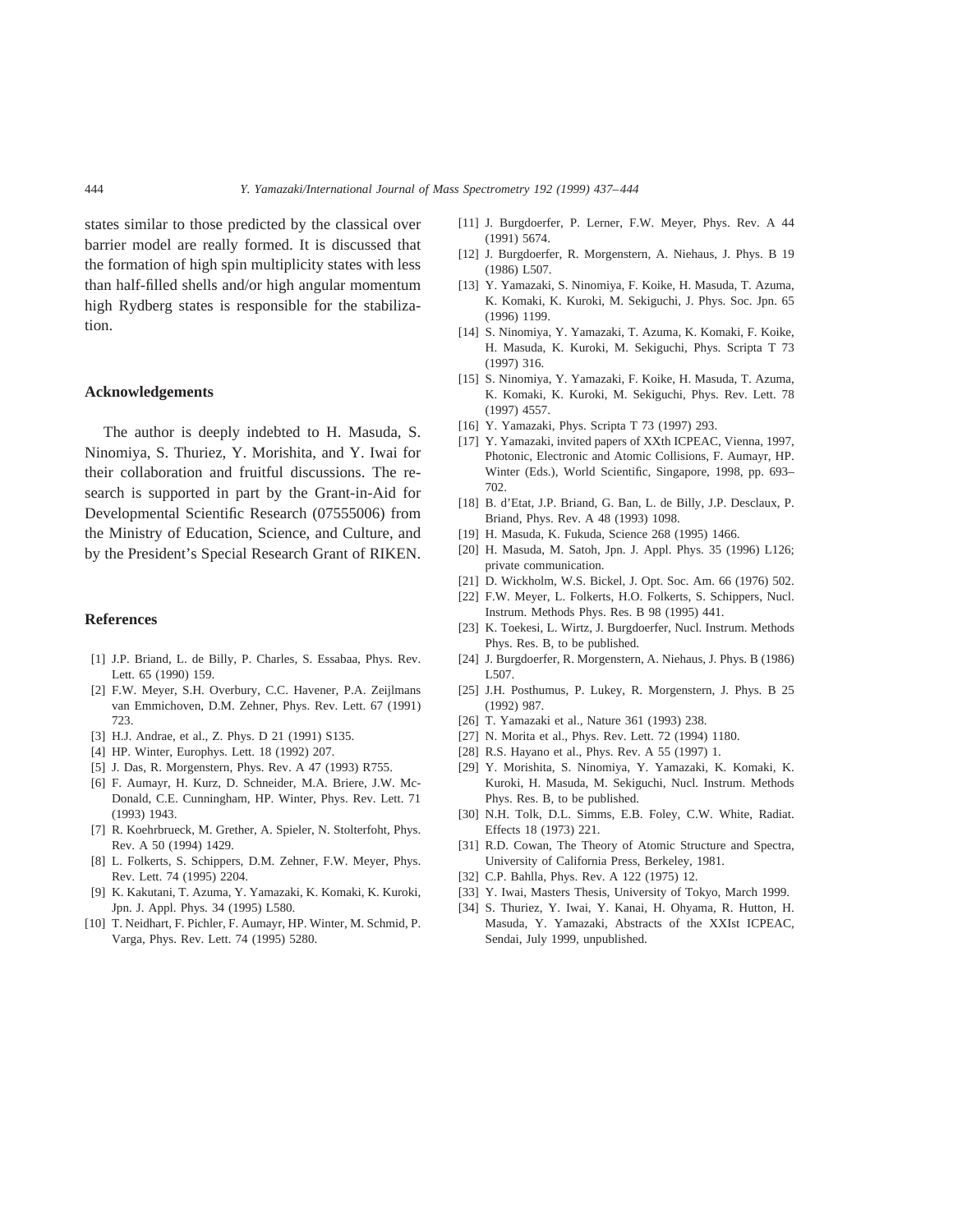states similar to those predicted by the classical over barrier model are really formed. It is discussed that the formation of high spin multiplicity states with less than half-filled shells and/or high angular momentum high Rydberg states is responsible for the stabilization.

## Acknowledgements

The author is deeply indebted to H. Masuda, S. Ninomiya, S. Thuriez, Y. Morishita, and Y. Iwai for their collaboration and fruitful discussions. The research is supported in part by the Grant-in-Aid for Developmental Scientific Research (07555006) from the Ministry of Education, Science, and Culture, and by the President's Special Research Grant of RIKEN.

## References

[1] J.P. Briand, L. de Billy, P. Charles, S. Essabaa, Phys. Rev. Lett. 65 (1990) 159.
[2] F.W. Meyer, S.H. Overbury, C.C. Havener, P.A. Zeijlmans van Emmichoven, D.M. Zehner, Phys. Rev. Lett. 67 (1991) 723.
[3] H.J. Andrae, et al., Z. Phys. D 21 (1991) S135.
[4] HP. Winter, Europhys. Lett. 18 (1992) 207.
[5] J. Das, R. Morgenstern, Phys. Rev. A 47 (1993) R755.
[6] F. Aumayr, H. Kurz, D. Schneider, M.A. Briere, J.W. McDonald, C.E. Cunningham, HP. Winter, Phys. Rev. Lett. 71 (1993) 1943.
[7] R. Koehrbrueck, M. Grether, A. Spieler, N. Stolterfoht, Phys. Rev. A 50 (1994) 1429.
[8] L. Folkerts, S. Schippers, D.M. Zehner, F.W. Meyer, Phys. Rev. Lett. 74 (1995) 2204.
[9] K. Kakutani, T. Azuma, Y. Yamazaki, K. Komaki, K. Kuroki, Jpn. J. Appl. Phys. 34 (1995) L580.
[10] T. Neidhart, F. Pichler, F. Aumayr, HP. Winter, M. Schmid, P. Varga, Phys. Rev. Lett. 74 (1995) 5280.
[11] J. Burgdoerfer, P. Lerner, F.W. Meyer, Phys. Rev. A 44 (1991) 5674.
[12] J. Burgdoerfer, R. Morgenstern, A. Niehaus, J. Phys. B 19 (1986) L507.
[13] Y. Yamazaki, S. Ninomiya, F. Koike, H. Masuda, T. Azuma, K. Komaki, K. Kuroki, M. Sekiguchi, J. Phys. Soc. Jpn. 65 (1996) 1199.
[14] S. Ninomiya, Y. Yamazaki, T. Azuma, K. Komaki, F. Koike, H. Masuda, K. Kuroki, M. Sekiguchi, Phys. Scripta T 73 (1997) 316.
[15] S. Ninomiya, Y. Yamazaki, F. Koike, H. Masuda, T. Azuma, K. Komaki, K. Kuroki, M. Sekiguchi, Phys. Rev. Lett. 78 (1997) 4557.
[16] Y. Yamazaki, Phys. Scripta T 73 (1997) 293.
[17] Y. Yamazaki, invited papers of XXth ICPEAC, Vienna, 1997, Photonic, Electronic and Atomic Collisions, F. Aumayr, HP. Winter (Eds.), World Scientific, Singapore, 1998, pp. 693–702.
[18] B. d'Etat, J.P. Briand, G. Ban, L. de Billy, J.P. Desclaux, P. Briand, Phys. Rev. A 48 (1993) 1098.
[19] H. Masuda, K. Fukuda, Science 268 (1995) 1466.
[20] H. Masuda, M. Satoh, Jpn. J. Appl. Phys. 35 (1996) L126; private communication.
[21] D. Wickholm, W.S. Bickel, J. Opt. Soc. Am. 66 (1976) 502.
[22] F.W. Meyer, L. Folkerts, H.O. Folkerts, S. Schippers, Nucl. Instrum. Methods Phys. Res. B 98 (1995) 441.
[23] K. Toekesi, L. Wirtz, J. Burgdoerfer, Nucl. Instrum. Methods Phys. Res. B, to be published.
[24] J. Burgdoerfer, R. Morgenstern, A. Niehaus, J. Phys. B (1986) L507.
[25] J.H. Posthumus, P. Lukey, R. Morgenstern, J. Phys. B 25 (1992) 987.
[26] T. Yamazaki et al., Nature 361 (1993) 238.
[27] N. Morita et al., Phys. Rev. Lett. 72 (1994) 1180.
[28] R.S. Hayano et al., Phys. Rev. A 55 (1997) 1.
[29] Y. Morishita, S. Ninomiya, Y. Yamazaki, K. Komaki, K. Kuroki, H. Masuda, M. Sekiguchi, Nucl. Instrum. Methods Phys. Res. B, to be published.
[30] N.H. Tolk, D.L. Simms, E.B. Foley, C.W. White, Radiat. Effects 18 (1973) 221.
[31] R.D. Cowan, The Theory of Atomic Structure and Spectra, University of California Press, Berkeley, 1981.
[32] C.P. Bahlla, Phys. Rev. A 122 (1975) 12.
[33] Y. Iwai, Masters Thesis, University of Tokyo, March 1999.
[34] S. Thuriez, Y. Iwai, Y. Kanai, H. Ohyama, R. Hutton, H. Masuda, Y. Yamazaki, Abstracts of the XXIst ICPEAC, Sendai, July 1999, unpublished.